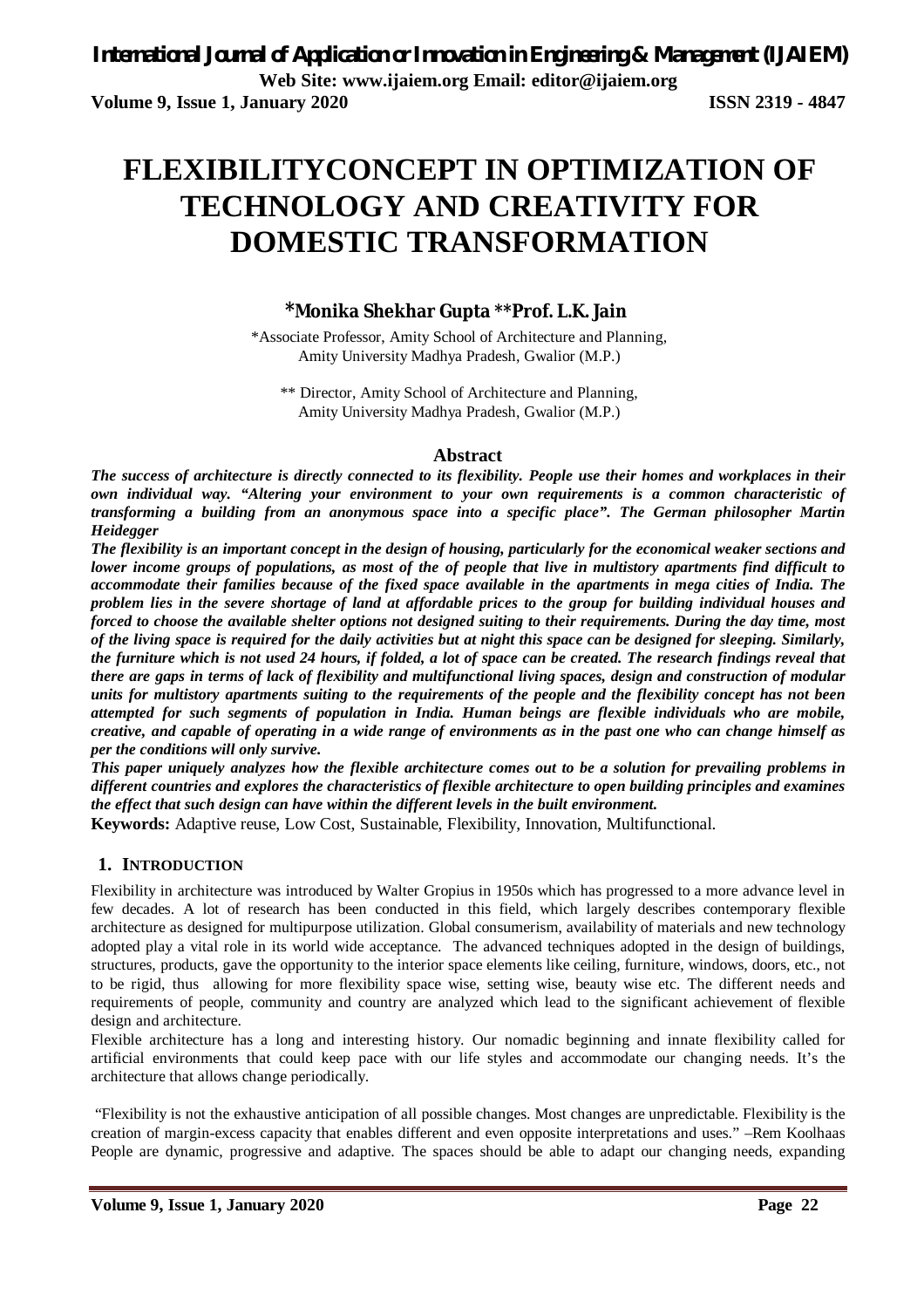# FLEXIBILITYCONCEPT IN OPTIMIZATION OF TECHNOLOGY AND CREATIVITY FOR DOMESTIC TRANSFORMATION

**\*Monika Shekhar Gupta \*\*Prof. L.K. Jain**

\*Associate Professor, Amity School of Architecture and Planning, Amity University Madhya Pradesh, Gwalior (M.P.)

\*\* Director, Amity School of Architecture and Planning, Amity University Madhya Pradesh, Gwalior (M.P.)

## Abstract

***The success of architecture is directly connected to its flexibility. People use their homes and workplaces in their own individual way. "Altering your environment to your own requirements is a common characteristic of transforming a building from an anonymous space into a specific place". The German philosopher Martin Heidegger***

***The flexibility is an important concept in the design of housing, particularly for the economical weaker sections and lower income groups of populations, as most of the of people that live in multistory apartments find difficult to accommodate their families because of the fixed space available in the apartments in mega cities of India. The problem lies in the severe shortage of land at affordable prices to the group for building individual houses and forced to choose the available shelter options not designed suiting to their requirements. During the day time, most of the living space is required for the daily activities but at night this space can be designed for sleeping. Similarly, the furniture which is not used 24 hours, if folded, a lot of space can be created. The research findings reveal that there are gaps in terms of lack of flexibility and multifunctional living spaces, design and construction of modular units for multistory apartments suiting to the requirements of the people and the flexibility concept has not been attempted for such segments of population in India. Human beings are flexible individuals who are mobile, creative, and capable of operating in a wide range of environments as in the past one who can change himself as per the conditions will only survive.***

***This paper uniquely analyzes how the flexible architecture comes out to be a solution for prevailing problems in different countries and explores the characteristics of flexible architecture to open building principles and examines the effect that such design can have within the different levels in the built environment.***

**Keywords:** Adaptive reuse, Low Cost, Sustainable, Flexibility, Innovation, Multifunctional.

## 1. INTRODUCTION

Flexibility in architecture was introduced by Walter Gropius in 1950s which has progressed to a more advance level in few decades. A lot of research has been conducted in this field, which largely describes contemporary flexible architecture as designed for multipurpose utilization. Global consumerism, availability of materials and new technology adopted play a vital role in its world wide acceptance. The advanced techniques adopted in the design of buildings, structures, products, gave the opportunity to the interior space elements like ceiling, furniture, windows, doors, etc., not to be rigid, thus allowing for more flexibility space wise, setting wise, beauty wise etc. The different needs and requirements of people, community and country are analyzed which lead to the significant achievement of flexible design and architecture.

Flexible architecture has a long and interesting history. Our nomadic beginning and innate flexibility called for artificial environments that could keep pace with our life styles and accommodate our changing needs. It's the architecture that allows change periodically.

"Flexibility is not the exhaustive anticipation of all possible changes. Most changes are unpredictable. Flexibility is the creation of margin-excess capacity that enables different and even opposite interpretations and uses." –Rem Koolhaas

People are dynamic, progressive and adaptive. The spaces should be able to adapt our changing needs, expanding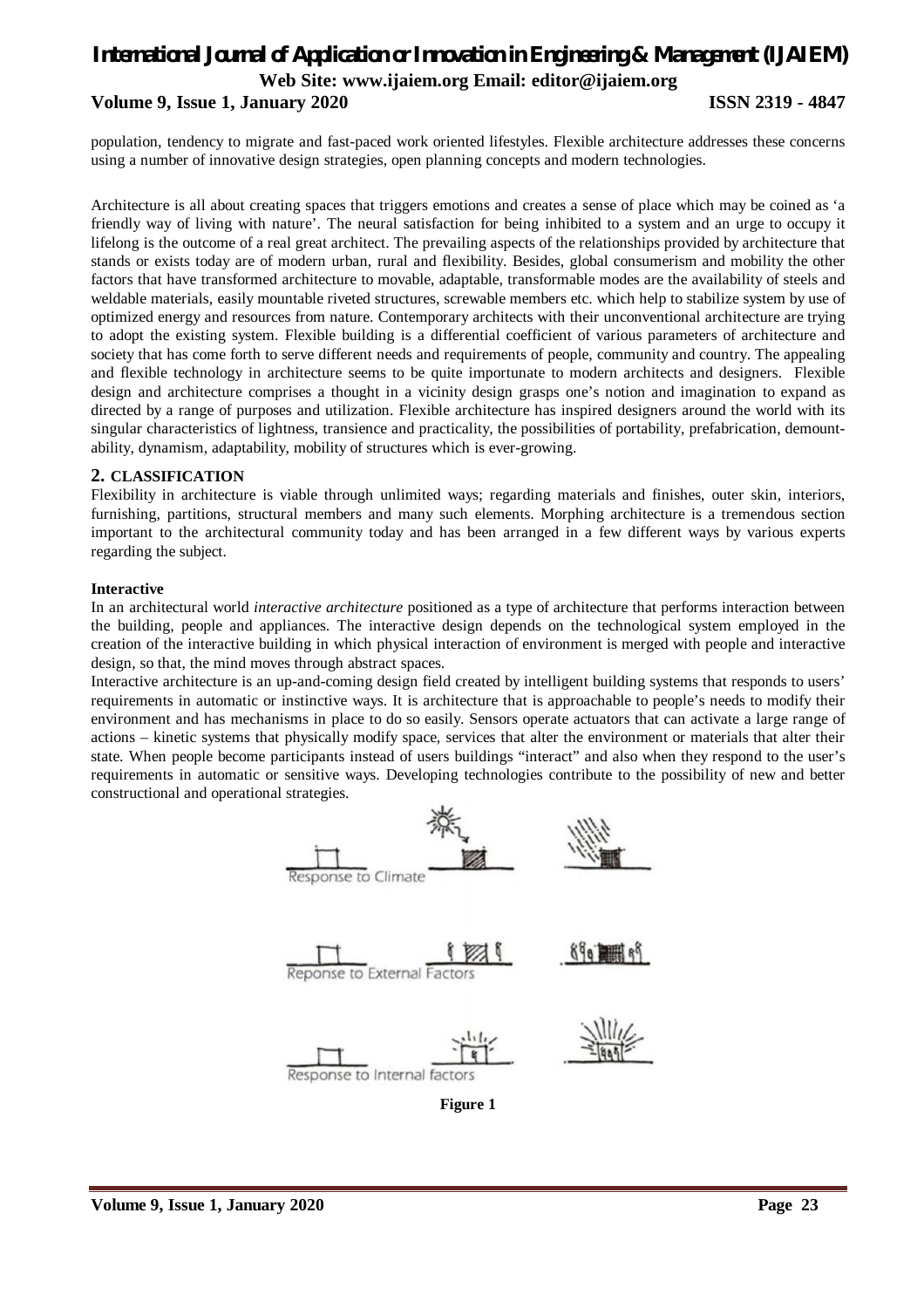population, tendency to migrate and fast-paced work oriented lifestyles. Flexible architecture addresses these concerns using a number of innovative design strategies, open planning concepts and modern technologies.

Architecture is all about creating spaces that triggers emotions and creates a sense of place which may be coined as 'a friendly way of living with nature'. The neural satisfaction for being inhibited to a system and an urge to occupy it lifelong is the outcome of a real great architect. The prevailing aspects of the relationships provided by architecture that stands or exists today are of modern urban, rural and flexibility. Besides, global consumerism and mobility the other factors that have transformed architecture to movable, adaptable, transformable modes are the availability of steels and weldable materials, easily mountable riveted structures, screwable members etc. which help to stabilize system by use of optimized energy and resources from nature. Contemporary architects with their unconventional architecture are trying to adopt the existing system. Flexible building is a differential coefficient of various parameters of architecture and society that has come forth to serve different needs and requirements of people, community and country. The appealing and flexible technology in architecture seems to be quite importunate to modern architects and designers. Flexible design and architecture comprises a thought in a vicinity design grasps one's notion and imagination to expand as directed by a range of purposes and utilization. Flexible architecture has inspired designers around the world with its singular characteristics of lightness, transience and practicality, the possibilities of portability, prefabrication, demountability, dynamism, adaptability, mobility of structures which is ever-growing.

## 2. CLASSIFICATION

Flexibility in architecture is viable through unlimited ways; regarding materials and finishes, outer skin, interiors, furnishing, partitions, structural members and many such elements. Morphing architecture is a tremendous section important to the architectural community today and has been arranged in a few different ways by various experts regarding the subject.

**Interactive**

In an architectural world *interactive architecture* positioned as a type of architecture that performs interaction between the building, people and appliances. The interactive design depends on the technological system employed in the creation of the interactive building in which physical interaction of environment is merged with people and interactive design, so that, the mind moves through abstract spaces.

Interactive architecture is an up-and-coming design field created by intelligent building systems that responds to users' requirements in automatic or instinctive ways. It is architecture that is approachable to people's needs to modify their environment and has mechanisms in place to do so easily. Sensors operate actuators that can activate a large range of actions – kinetic systems that physically modify space, services that alter the environment or materials that alter their state. When people become participants instead of users buildings "interact" and also when they respond to the user's requirements in automatic or sensitive ways. Developing technologies contribute to the possibility of new and better constructional and operational strategies.

Response to Climate

Reponse to External Factors

Response to Internal factors

**Figure 1**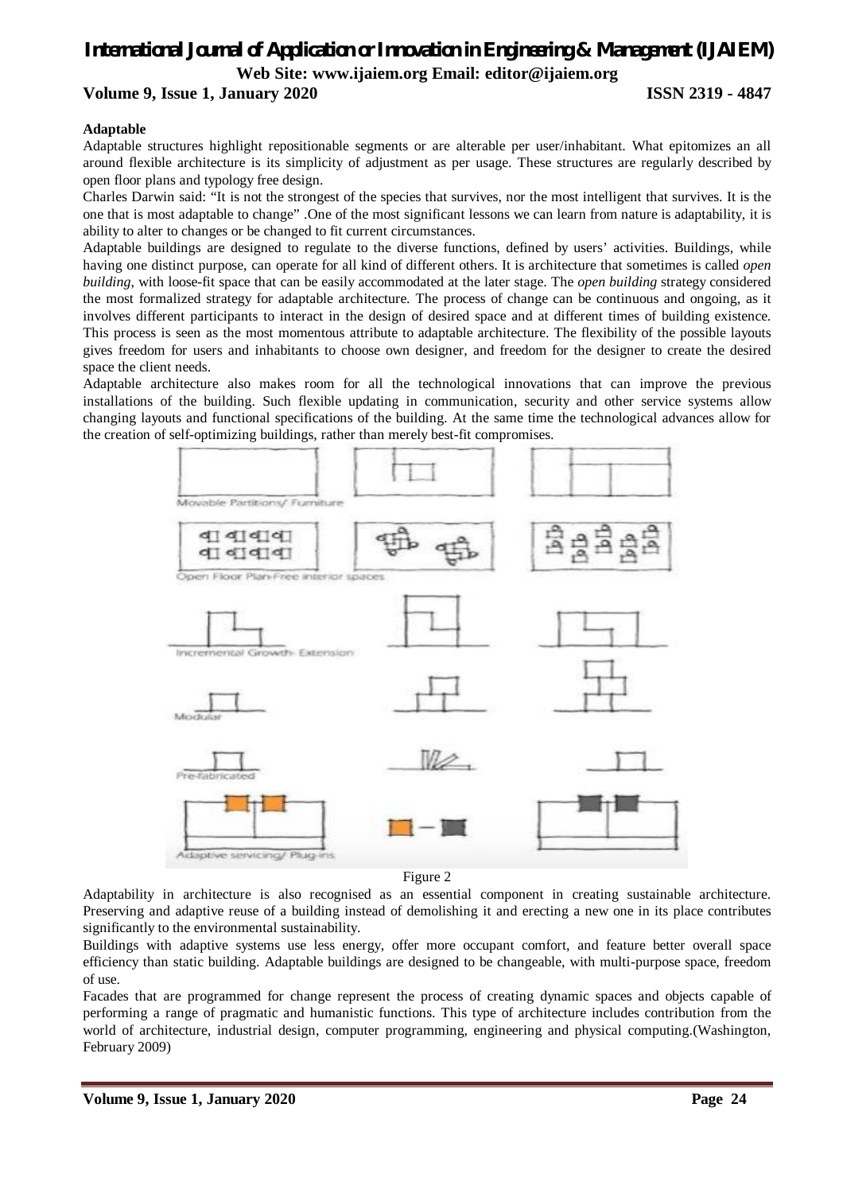**Adaptable**

Adaptable structures highlight repositionable segments or are alterable per user/inhabitant. What epitomizes an all around flexible architecture is its simplicity of adjustment as per usage. These structures are regularly described by open floor plans and typology free design.

Charles Darwin said: "It is not the strongest of the species that survives, nor the most intelligent that survives. It is the one that is most adaptable to change" .One of the most significant lessons we can learn from nature is adaptability, it is ability to alter to changes or be changed to fit current circumstances.

Adaptable buildings are designed to regulate to the diverse functions, defined by users' activities. Buildings, while having one distinct purpose, can operate for all kind of different others. It is architecture that sometimes is called *open building*, with loose-fit space that can be easily accommodated at the later stage. The *open building* strategy considered the most formalized strategy for adaptable architecture. The process of change can be continuous and ongoing, as it involves different participants to interact in the design of desired space and at different times of building existence. This process is seen as the most momentous attribute to adaptable architecture. The flexibility of the possible layouts gives freedom for users and inhabitants to choose own designer, and freedom for the designer to create the desired space the client needs.

Adaptable architecture also makes room for all the technological innovations that can improve the previous installations of the building. Such flexible updating in communication, security and other service systems allow changing layouts and functional specifications of the building. At the same time the technological advances allow for the creation of self-optimizing buildings, rather than merely best-fit compromises.

Movable Partitions/ Furniture

Open Floor Plan-Free interior spaces

Incremental Growth- Extension

Modular

Pre-fabricated

Adaptive servicing/ Plug-ins

Figure 2

Adaptability in architecture is also recognised as an essential component in creating sustainable architecture. Preserving and adaptive reuse of a building instead of demolishing it and erecting a new one in its place contributes significantly to the environmental sustainability.

Buildings with adaptive systems use less energy, offer more occupant comfort, and feature better overall space efficiency than static building. Adaptable buildings are designed to be changeable, with multi-purpose space, freedom of use.

Facades that are programmed for change represent the process of creating dynamic spaces and objects capable of performing a range of pragmatic and humanistic functions. This type of architecture includes contribution from the world of architecture, industrial design, computer programming, engineering and physical computing.(Washington, February 2009)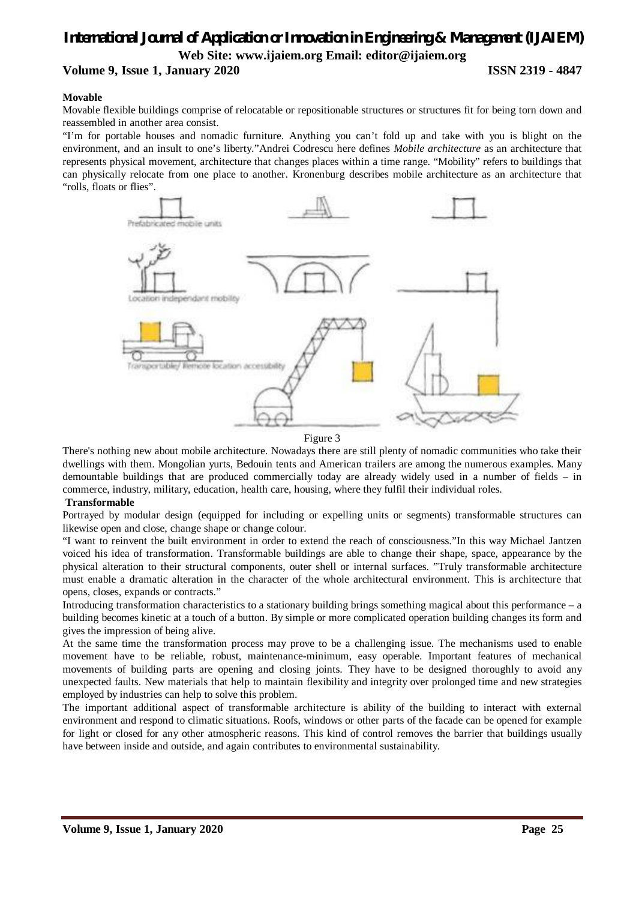**Movable**

Movable flexible buildings comprise of relocatable or repositionable structures or structures fit for being torn down and reassembled in another area consist.

"I'm for portable houses and nomadic furniture. Anything you can't fold up and take with you is blight on the environment, and an insult to one's liberty."Andrei Codrescu here defines *Mobile architecture* as an architecture that represents physical movement, architecture that changes places within a time range. "Mobility" refers to buildings that can physically relocate from one place to another. Kronenburg describes mobile architecture as an architecture that "rolls, floats or flies".

Figure 3

There's nothing new about mobile architecture. Nowadays there are still plenty of nomadic communities who take their dwellings with them. Mongolian yurts, Bedouin tents and American trailers are among the numerous examples. Many demountable buildings that are produced commercially today are already widely used in a number of fields – in commerce, industry, military, education, health care, housing, where they fulfil their individual roles.

**Transformable**

Portrayed by modular design (equipped for including or expelling units or segments) transformable structures can likewise open and close, change shape or change colour.

"I want to reinvent the built environment in order to extend the reach of consciousness."In this way Michael Jantzen voiced his idea of transformation. Transformable buildings are able to change their shape, space, appearance by the physical alteration to their structural components, outer shell or internal surfaces. "Truly transformable architecture must enable a dramatic alteration in the character of the whole architectural environment. This is architecture that opens, closes, expands or contracts."

Introducing transformation characteristics to a stationary building brings something magical about this performance – a building becomes kinetic at a touch of a button. By simple or more complicated operation building changes its form and gives the impression of being alive.

At the same time the transformation process may prove to be a challenging issue. The mechanisms used to enable movement have to be reliable, robust, maintenance-minimum, easy operable. Important features of mechanical movements of building parts are opening and closing joints. They have to be designed thoroughly to avoid any unexpected faults. New materials that help to maintain flexibility and integrity over prolonged time and new strategies employed by industries can help to solve this problem.

The important additional aspect of transformable architecture is ability of the building to interact with external environment and respond to climatic situations. Roofs, windows or other parts of the facade can be opened for example for light or closed for any other atmospheric reasons. This kind of control removes the barrier that buildings usually have between inside and outside, and again contributes to environmental sustainability.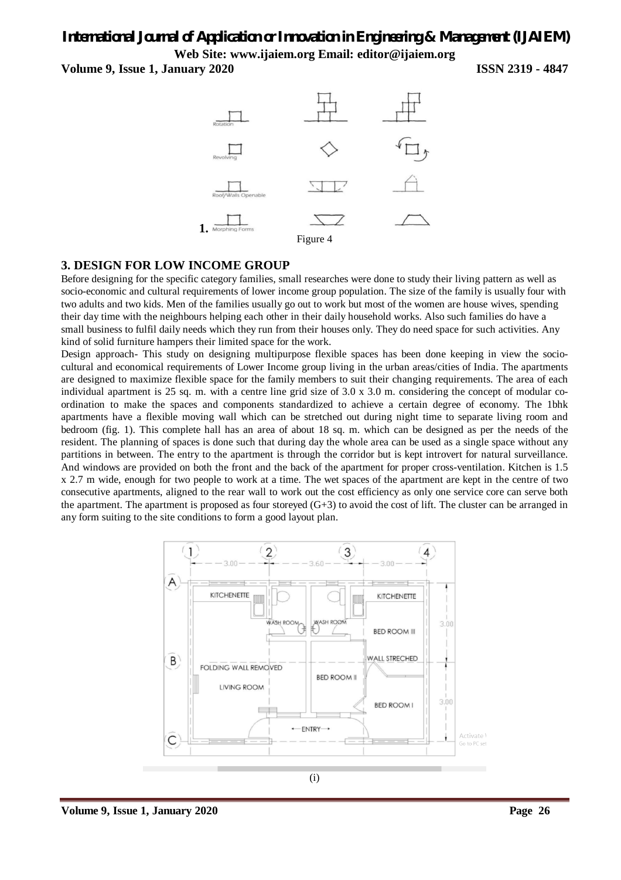Figure 4

## 3. DESIGN FOR LOW INCOME GROUP

Before designing for the specific category families, small researches were done to study their living pattern as well as socio-economic and cultural requirements of lower income group population. The size of the family is usually four with two adults and two kids. Men of the families usually go out to work but most of the women are house wives, spending their day time with the neighbours helping each other in their daily household works. Also such families do have a small business to fulfil daily needs which they run from their houses only. They do need space for such activities. Any kind of solid furniture hampers their limited space for the work.

Design approach- This study on designing multipurpose flexible spaces has been done keeping in view the socio-cultural and economical requirements of Lower Income group living in the urban areas/cities of India. The apartments are designed to maximize flexible space for the family members to suit their changing requirements. The area of each individual apartment is 25 sq. m. with a centre line grid size of 3.0 x 3.0 m. considering the concept of modular co-ordination to make the spaces and components standardized to achieve a certain degree of economy. The 1bhk apartments have a flexible moving wall which can be stretched out during night time to separate living room and bedroom (fig. 1). This complete hall has an area of about 18 sq. m. which can be designed as per the needs of the resident. The planning of spaces is done such that during day the whole area can be used as a single space without any partitions in between. The entry to the apartment is through the corridor but is kept introvert for natural surveillance. And windows are provided on both the front and the back of the apartment for proper cross-ventilation. Kitchen is 1.5 x 2.7 m wide, enough for two people to work at a time. The wet spaces of the apartment are kept in the centre of two consecutive apartments, aligned to the rear wall to work out the cost efficiency as only one service core can serve both the apartment. The apartment is proposed as four storeyed (G+3) to avoid the cost of lift. The cluster can be arranged in any form suiting to the site conditions to form a good layout plan.

(i)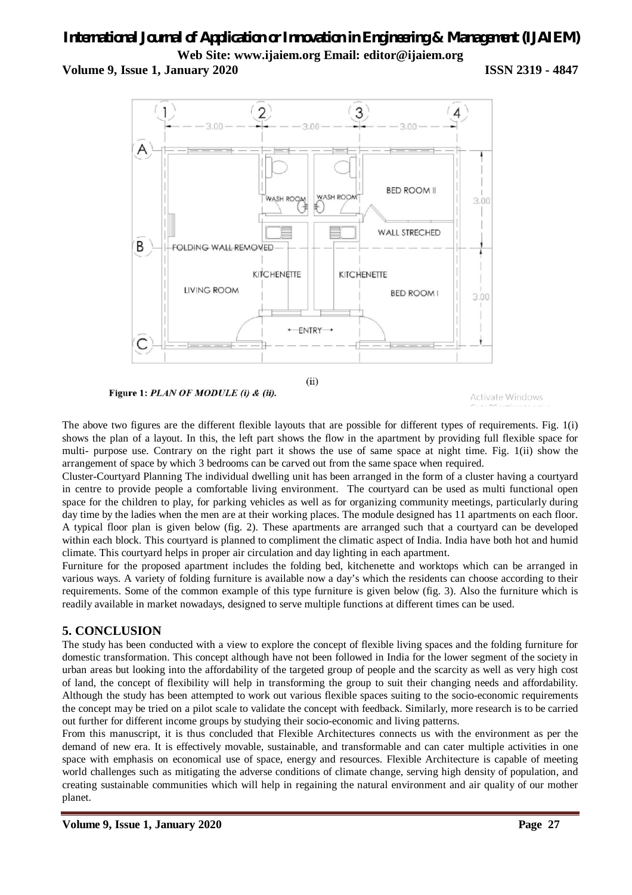(ii)

**Figure 1:** ***PLAN OF MODULE (i) & (ii).***

The above two figures are the different flexible layouts that are possible for different types of requirements. Fig. 1(i) shows the plan of a layout. In this, the left part shows the flow in the apartment by providing full flexible space for multi- purpose use. Contrary on the right part it shows the use of same space at night time. Fig. 1(ii) show the arrangement of space by which 3 bedrooms can be carved out from the same space when required.

Cluster-Courtyard Planning The individual dwelling unit has been arranged in the form of a cluster having a courtyard in centre to provide people a comfortable living environment. The courtyard can be used as multi functional open space for the children to play, for parking vehicles as well as for organizing community meetings, particularly during day time by the ladies when the men are at their working places. The module designed has 11 apartments on each floor. A typical floor plan is given below (fig. 2). These apartments are arranged such that a courtyard can be developed within each block. This courtyard is planned to compliment the climatic aspect of India. India have both hot and humid climate. This courtyard helps in proper air circulation and day lighting in each apartment.

Furniture for the proposed apartment includes the folding bed, kitchenette and worktops which can be arranged in various ways. A variety of folding furniture is available now a day's which the residents can choose according to their requirements. Some of the common example of this type furniture is given below (fig. 3). Also the furniture which is readily available in market nowadays, designed to serve multiple functions at different times can be used.

## 5. CONCLUSION

The study has been conducted with a view to explore the concept of flexible living spaces and the folding furniture for domestic transformation. This concept although have not been followed in India for the lower segment of the society in urban areas but looking into the affordability of the targeted group of people and the scarcity as well as very high cost of land, the concept of flexibility will help in transforming the group to suit their changing needs and affordability. Although the study has been attempted to work out various flexible spaces suiting to the socio-economic requirements the concept may be tried on a pilot scale to validate the concept with feedback. Similarly, more research is to be carried out further for different income groups by studying their socio-economic and living patterns.

From this manuscript, it is thus concluded that Flexible Architectures connects us with the environment as per the demand of new era. It is effectively movable, sustainable, and transformable and can cater multiple activities in one space with emphasis on economical use of space, energy and resources. Flexible Architecture is capable of meeting world challenges such as mitigating the adverse conditions of climate change, serving high density of population, and creating sustainable communities which will help in regaining the natural environment and air quality of our mother planet.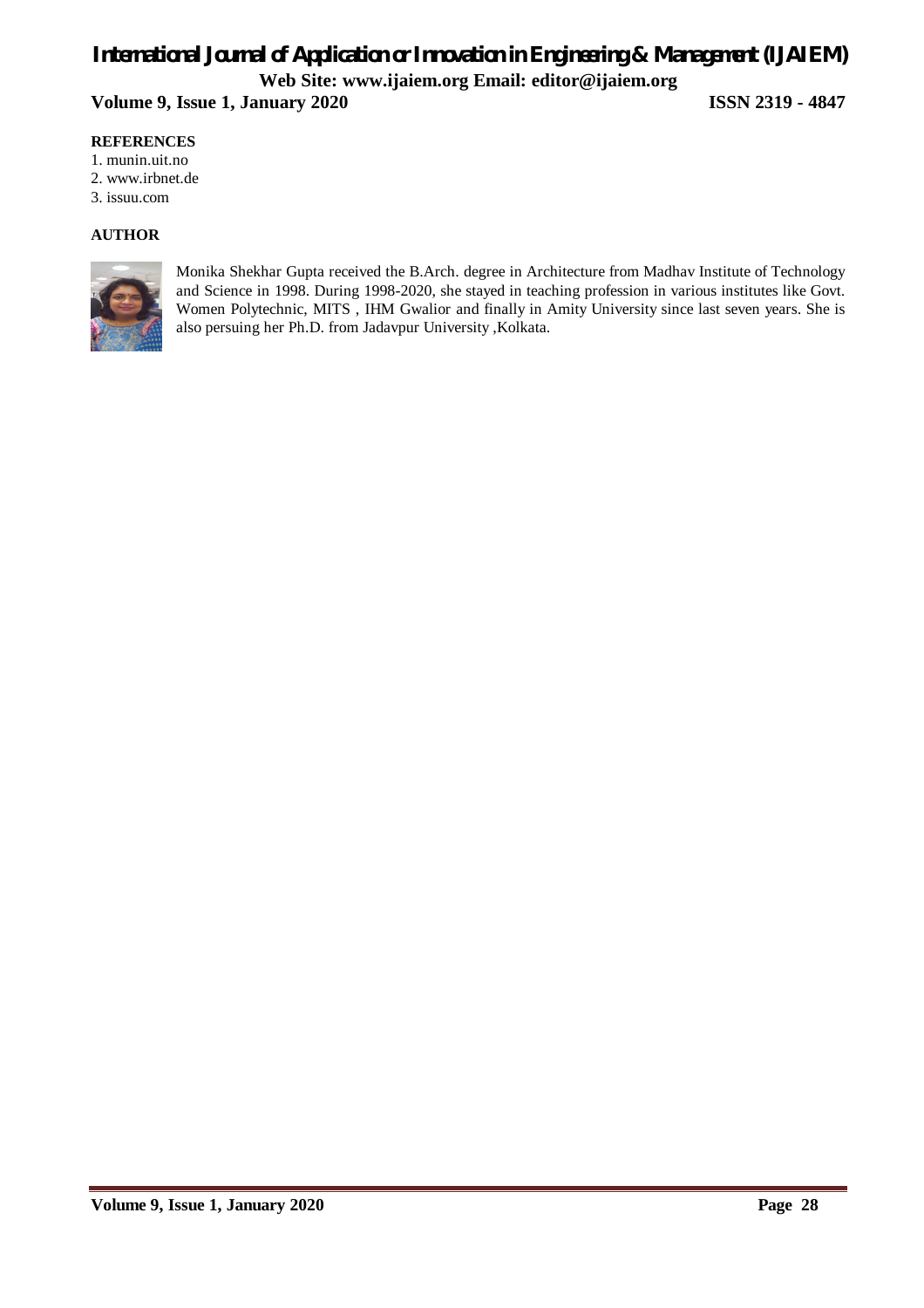**REFERENCES**

1. munin.uit.no
2. www.irbnet.de
3. issuu.com

**AUTHOR**

Monika Shekhar Gupta received the B.Arch. degree in Architecture from Madhav Institute of Technology and Science in 1998. During 1998-2020, she stayed in teaching profession in various institutes like Govt. Women Polytechnic, MITS , IHM Gwalior and finally in Amity University since last seven years. She is also persuing her Ph.D. from Jadavpur University ,Kolkata.